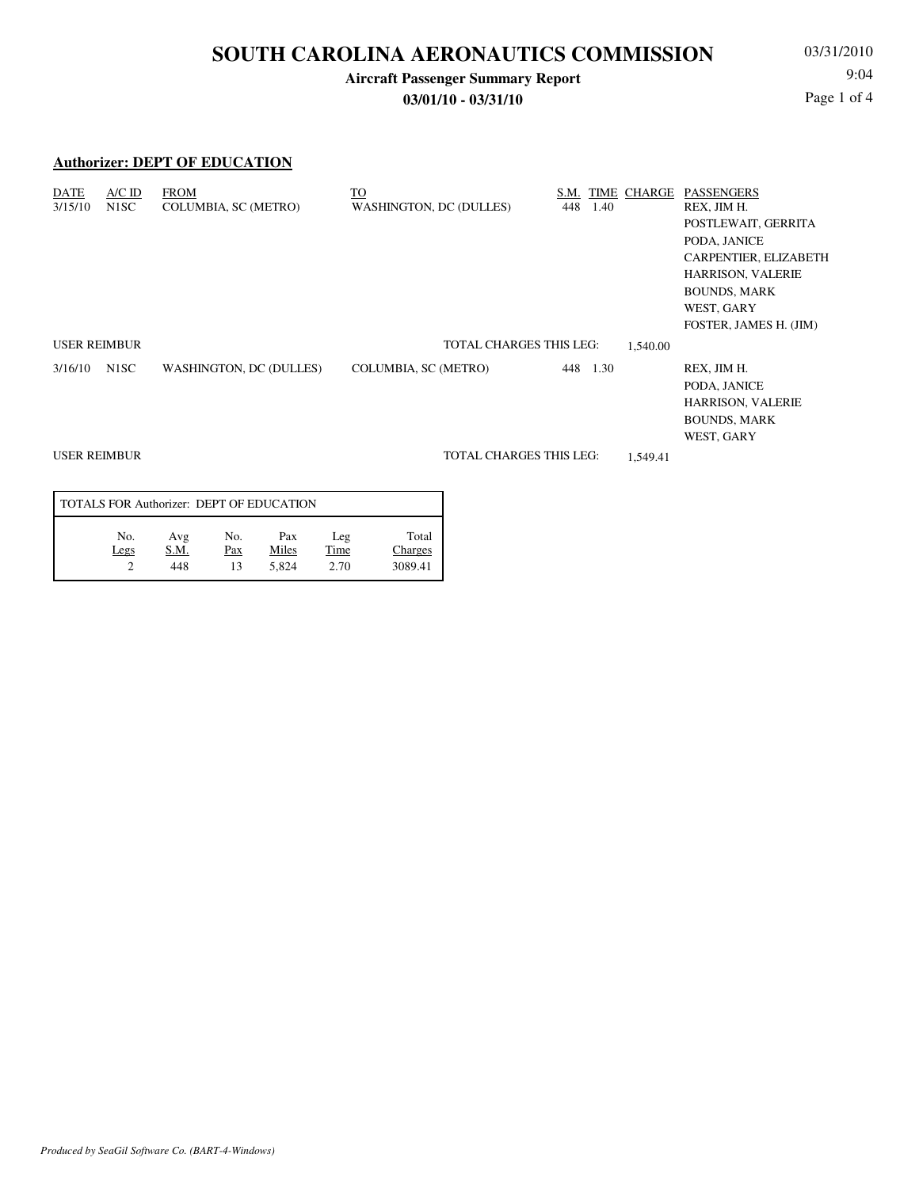# SOUTH CAROLINA AERONAUTICS COMMISSION

**Aircraft Passenger Summary Report**

**03/01/10 - 03/31/10**

03/31/2010
9:04

## Authorizer: DEPT OF EDUCATION

| DATE | A/C ID | FROM | TO | S.M. | TIME | CHARGE | PASSENGERS |
|---|---|---|---|---|---|---|---|
| 3/15/10 | N1SC | COLUMBIA, SC (METRO) | WASHINGTON, DC (DULLES) | 448 | 1.40 | | REX, JIM H.<br>POSTLEWAIT, GERRITA<br>PODA, JANICE<br>CARPENTIER, ELIZABETH<br>HARRISON, VALERIE<br>BOUNDS, MARK<br>WEST, GARY<br>FOSTER, JAMES H. (JIM) |
| USER REIMBUR | | | TOTAL CHARGES THIS LEG: | | | 1,540.00 | |
| 3/16/10 | N1SC | WASHINGTON, DC (DULLES) | COLUMBIA, SC (METRO) | 448 | 1.30 | | REX, JIM H.<br>PODA, JANICE<br>HARRISON, VALERIE<br>BOUNDS, MARK<br>WEST, GARY |
| USER REIMBUR | | | TOTAL CHARGES THIS LEG: | | | 1,549.41 | |

**TOTALS FOR Authorizer: DEPT OF EDUCATION**

| No. Legs | Avg S.M. | No. Pax | Pax Miles | Leg Time | Total Charges |
|---|---|---|---|---|---|
| 2 | 448 | 13 | 5,824 | 2.70 | 3089.41 |

*Produced by SeaGil Software Co. (BART-4-Windows)*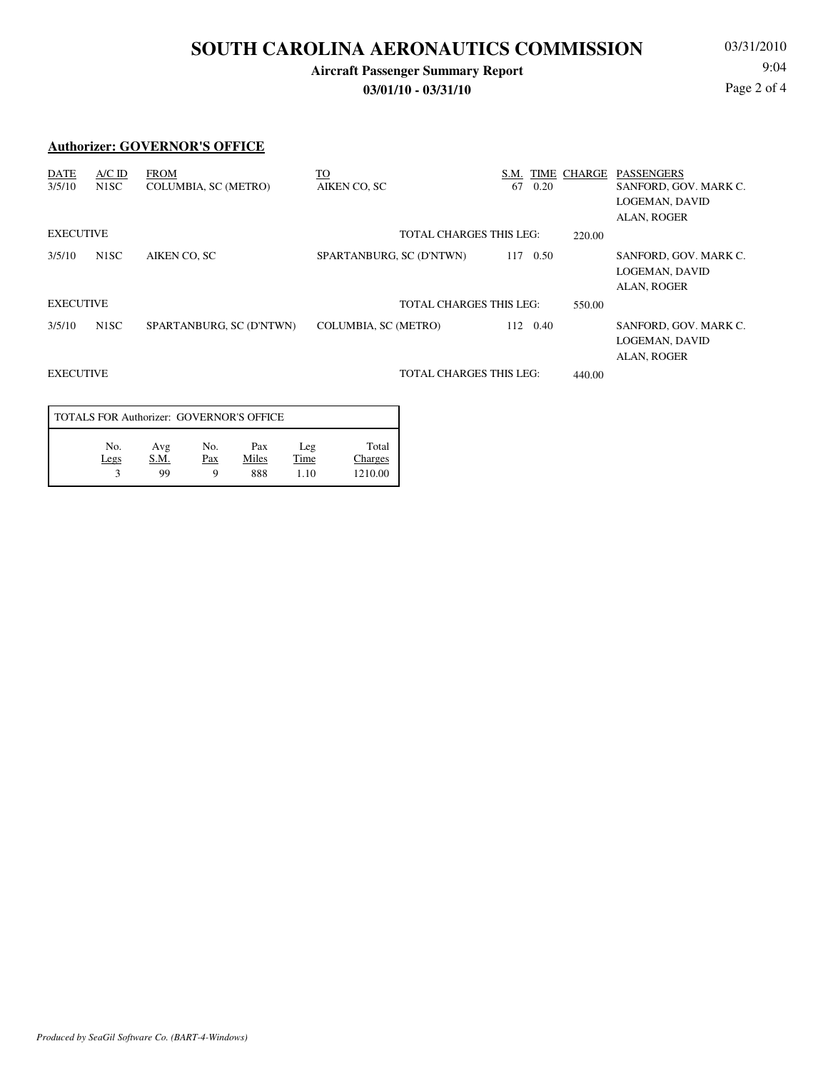# SOUTH CAROLINA AERONAUTICS COMMISSION

**Aircraft Passenger Summary Report**

**03/01/10 - 03/31/10**

03/31/2010
9:04

## Authorizer: GOVERNOR'S OFFICE

| DATE | A/C ID | FROM | TO | S.M. | TIME | CHARGE | PASSENGERS |
|---|---|---|---|---|---|---|---|
| 3/5/10 | N1SC | COLUMBIA, SC (METRO) | AIKEN CO, SC | 67 | 0.20 | | SANFORD, GOV. MARK C.<br>LOGEMAN, DAVID<br>ALAN, ROGER |
| EXECUTIVE | | | TOTAL CHARGES THIS LEG: | | | 220.00 | |
| 3/5/10 | N1SC | AIKEN CO, SC | SPARTANBURG, SC (D'NTWN) | 117 | 0.50 | | SANFORD, GOV. MARK C.<br>LOGEMAN, DAVID<br>ALAN, ROGER |
| EXECUTIVE | | | TOTAL CHARGES THIS LEG: | | | 550.00 | |
| 3/5/10 | N1SC | SPARTANBURG, SC (D'NTWN) | COLUMBIA, SC (METRO) | 112 | 0.40 | | SANFORD, GOV. MARK C.<br>LOGEMAN, DAVID<br>ALAN, ROGER |
| EXECUTIVE | | | TOTAL CHARGES THIS LEG: | | | 440.00 | |

**TOTALS FOR Authorizer: GOVERNOR'S OFFICE**

| No. Legs | Avg S.M. | No. Pax | Pax Miles | Leg Time | Total Charges |
|---|---|---|---|---|---|
| 3 | 99 | 9 | 888 | 1.10 | 1210.00 |

*Produced by SeaGil Software Co. (BART-4-Windows)*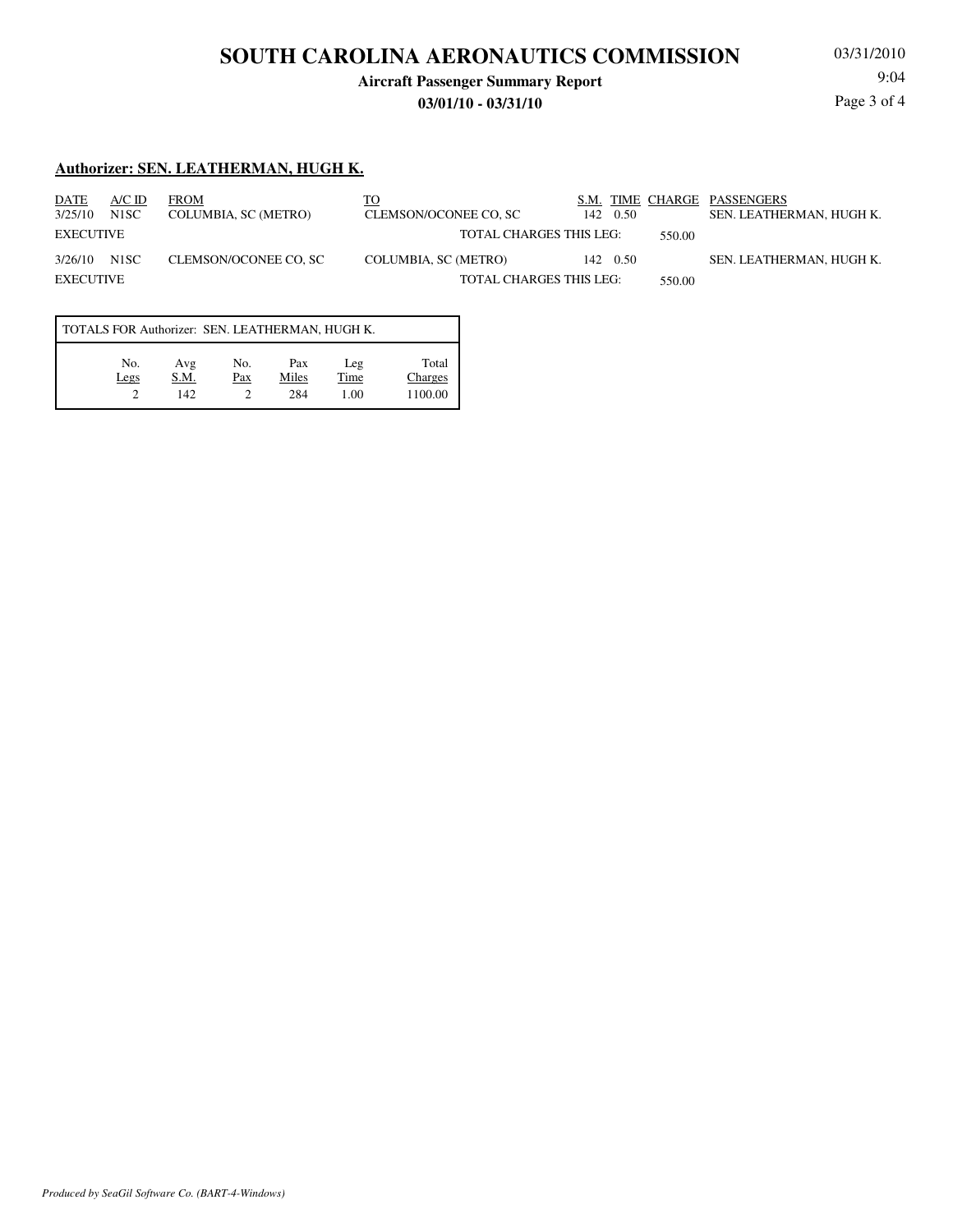# SOUTH CAROLINA AERONAUTICS COMMISSION

**Aircraft Passenger Summary Report**

**03/01/10 - 03/31/10**

03/31/2010
9:04

## Authorizer: SEN. LEATHERMAN, HUGH K.

| DATE | A/C ID | FROM | TO | S.M. | TIME | CHARGE | PASSENGERS |
|---|---|---|---|---|---|---|---|
| 3/25/10 | N1SC | COLUMBIA, SC (METRO) | CLEMSON/OCONEE CO, SC | 142 | 0.50 | | SEN. LEATHERMAN, HUGH K. |
| EXECUTIVE | | | TOTAL CHARGES THIS LEG: | | | 550.00 | |
| 3/26/10 | N1SC | CLEMSON/OCONEE CO, SC | COLUMBIA, SC (METRO) | 142 | 0.50 | | SEN. LEATHERMAN, HUGH K. |
| EXECUTIVE | | | TOTAL CHARGES THIS LEG: | | | 550.00 | |

TOTALS FOR Authorizer: SEN. LEATHERMAN, HUGH K.

| No. Legs | Avg S.M. | No. Pax | Pax Miles | Leg Time | Total Charges |
|---|---|---|---|---|---|
| 2 | 142 | 2 | 284 | 1.00 | 1100.00 |

*Produced by SeaGil Software Co. (BART-4-Windows)*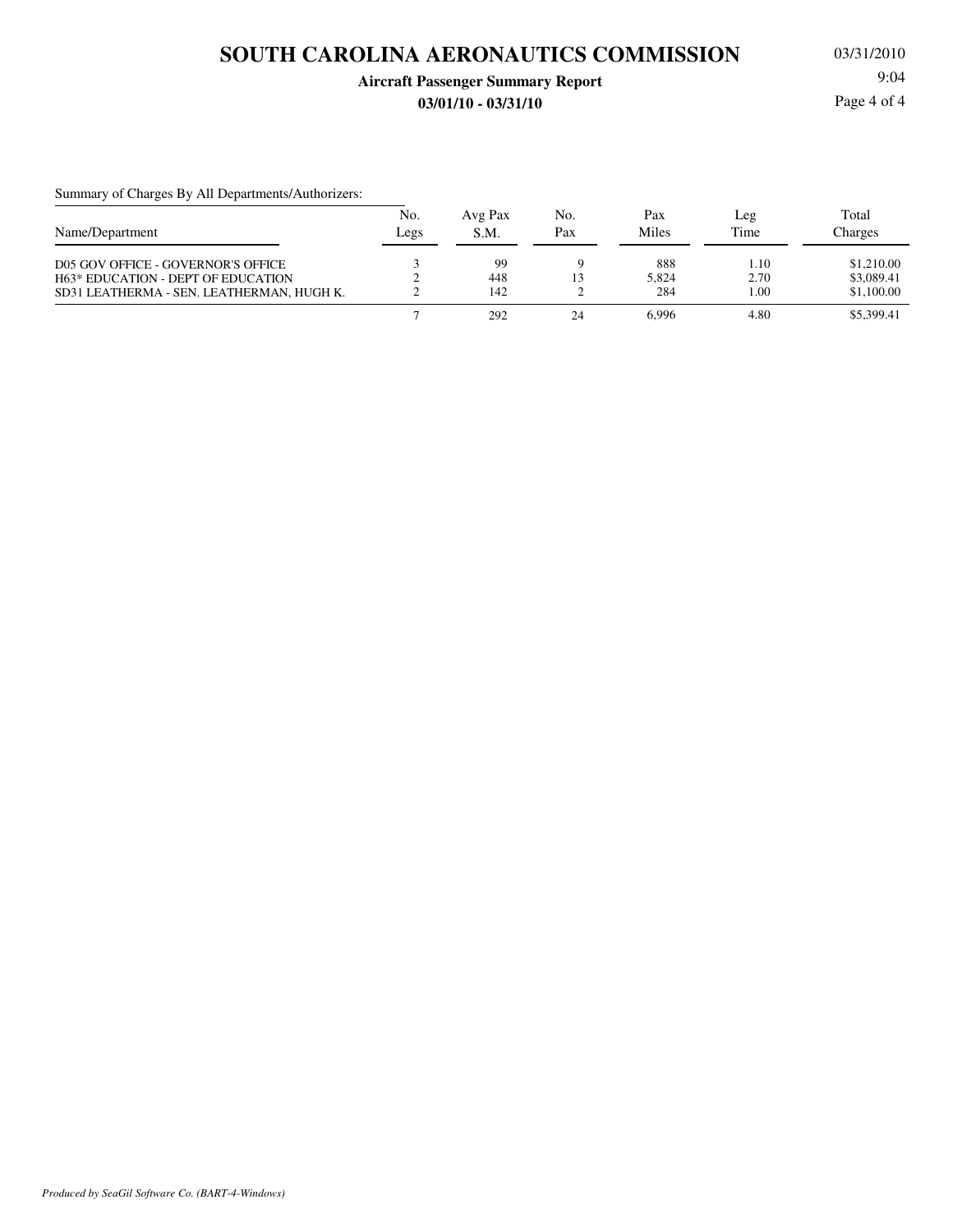# SOUTH CAROLINA AERONAUTICS COMMISSION

**Aircraft Passenger Summary Report**

**03/01/10 - 03/31/10**

03/31/2010
9:04

Summary of Charges By All Departments/Authorizers:

| Name/Department | No. Legs | Avg Pax S.M. | No. Pax | Pax Miles | Leg Time | Total Charges |
|---|---|---|---|---|---|---|
| D05 GOV OFFICE - GOVERNOR'S OFFICE | 3 | 99 | 9 | 888 | 1.10 | $1,210.00 |
| H63* EDUCATION - DEPT OF EDUCATION | 2 | 448 | 13 | 5,824 | 2.70 | $3,089.41 |
| SD31 LEATHERMA - SEN. LEATHERMAN, HUGH K. | 2 | 142 | 2 | 284 | 1.00 | $1,100.00 |
| | 7 | 292 | 24 | 6,996 | 4.80 | $5,399.41 |

*Produced by SeaGil Software Co. (BART-4-Windows)*